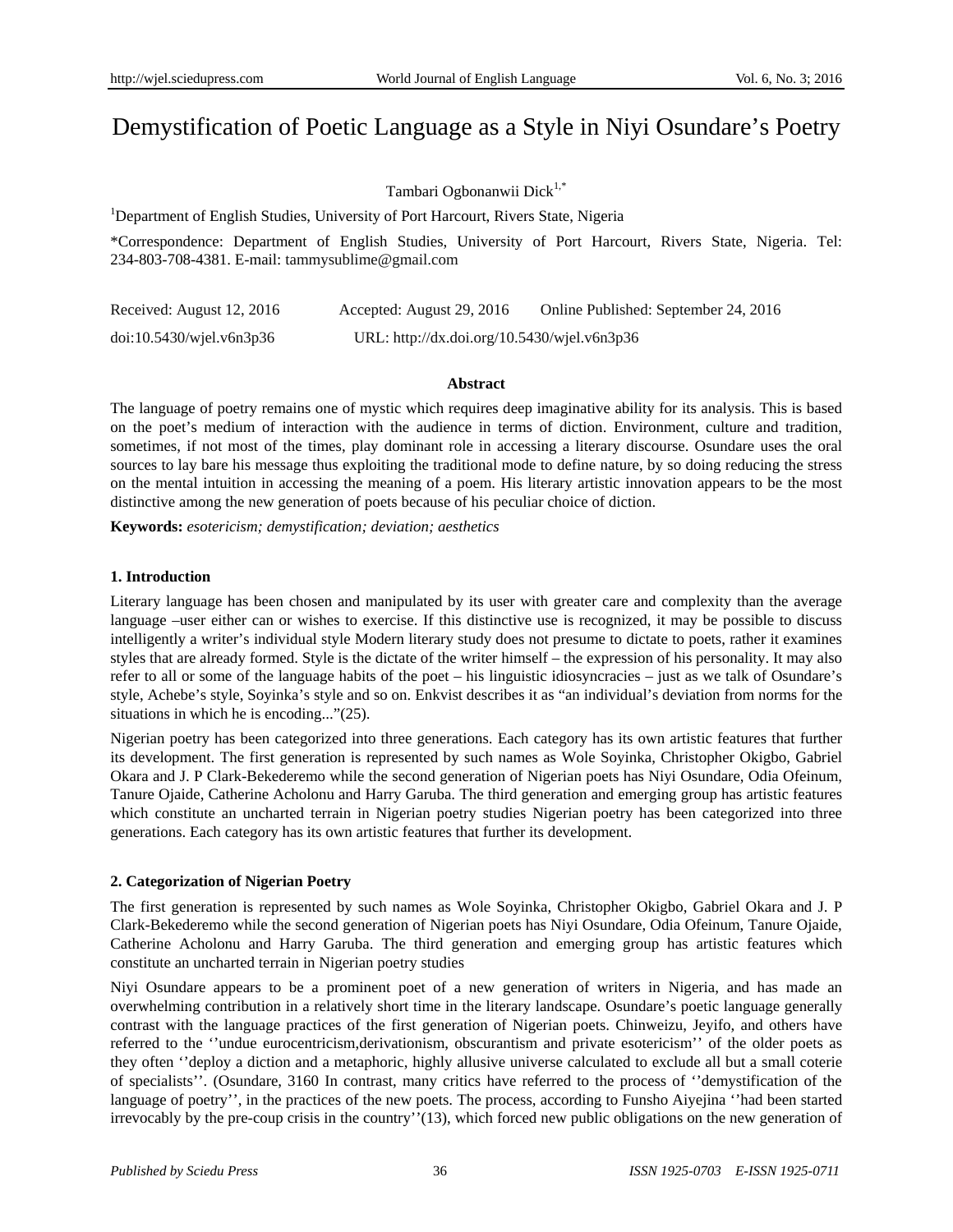# Demystification of Poetic Language as a Style in Niyi Osundare's Poetry

Tambari Ogbonanwii Dick[1,*]

[1]Department of English Studies, University of Port Harcourt, Rivers State, Nigeria

*Correspondence: Department of English Studies, University of Port Harcourt, Rivers State, Nigeria. Tel: 234-803-708-4381. E-mail: tammysublime@gmail.com

Received: August 12, 2016 Accepted: August 29, 2016 Online Published: September 24, 2016

doi:10.5430/wjel.v6n3p36 URL: http://dx.doi.org/10.5430/wjel.v6n3p36

## Abstract

The language of poetry remains one of mystic which requires deep imaginative ability for its analysis. This is based on the poet's medium of interaction with the audience in terms of diction. Environment, culture and tradition, sometimes, if not most of the times, play dominant role in accessing a literary discourse. Osundare uses the oral sources to lay bare his message thus exploiting the traditional mode to define nature, by so doing reducing the stress on the mental intuition in accessing the meaning of a poem. His literary artistic innovation appears to be the most distinctive among the new generation of poets because of his peculiar choice of diction.

**Keywords:** *esotericism; demystification; deviation; aesthetics*

## 1. Introduction

Literary language has been chosen and manipulated by its user with greater care and complexity than the average language –user either can or wishes to exercise. If this distinctive use is recognized, it may be possible to discuss intelligently a writer's individual style Modern literary study does not presume to dictate to poets, rather it examines styles that are already formed. Style is the dictate of the writer himself – the expression of his personality. It may also refer to all or some of the language habits of the poet – his linguistic idiosyncracies – just as we talk of Osundare's style, Achebe's style, Soyinka's style and so on. Enkvist describes it as "an individual's deviation from norms for the situations in which he is encoding..."(25).

Nigerian poetry has been categorized into three generations. Each category has its own artistic features that further its development. The first generation is represented by such names as Wole Soyinka, Christopher Okigbo, Gabriel Okara and J. P Clark-Bekederemo while the second generation of Nigerian poets has Niyi Osundare, Odia Ofeinum, Tanure Ojaide, Catherine Acholonu and Harry Garuba. The third generation and emerging group has artistic features which constitute an uncharted terrain in Nigerian poetry studies Nigerian poetry has been categorized into three generations. Each category has its own artistic features that further its development.

## 2. Categorization of Nigerian Poetry

The first generation is represented by such names as Wole Soyinka, Christopher Okigbo, Gabriel Okara and J. P Clark-Bekederemo while the second generation of Nigerian poets has Niyi Osundare, Odia Ofeinum, Tanure Ojaide, Catherine Acholonu and Harry Garuba. The third generation and emerging group has artistic features which constitute an uncharted terrain in Nigerian poetry studies

Niyi Osundare appears to be a prominent poet of a new generation of writers in Nigeria, and has made an overwhelming contribution in a relatively short time in the literary landscape. Osundare's poetic language generally contrast with the language practices of the first generation of Nigerian poets. Chinweizu, Jeyifo, and others have referred to the ''undue eurocentricism,derivationism, obscurantism and private esotericism'' of the older poets as they often ''deploy a diction and a metaphoric, highly allusive universe calculated to exclude all but a small coterie of specialists''. (Osundare, 3160 In contrast, many critics have referred to the process of ''demystification of the language of poetry'', in the practices of the new poets. The process, according to Funsho Aiyejina ''had been started irrevocably by the pre-coup crisis in the country''(13), which forced new public obligations on the new generation of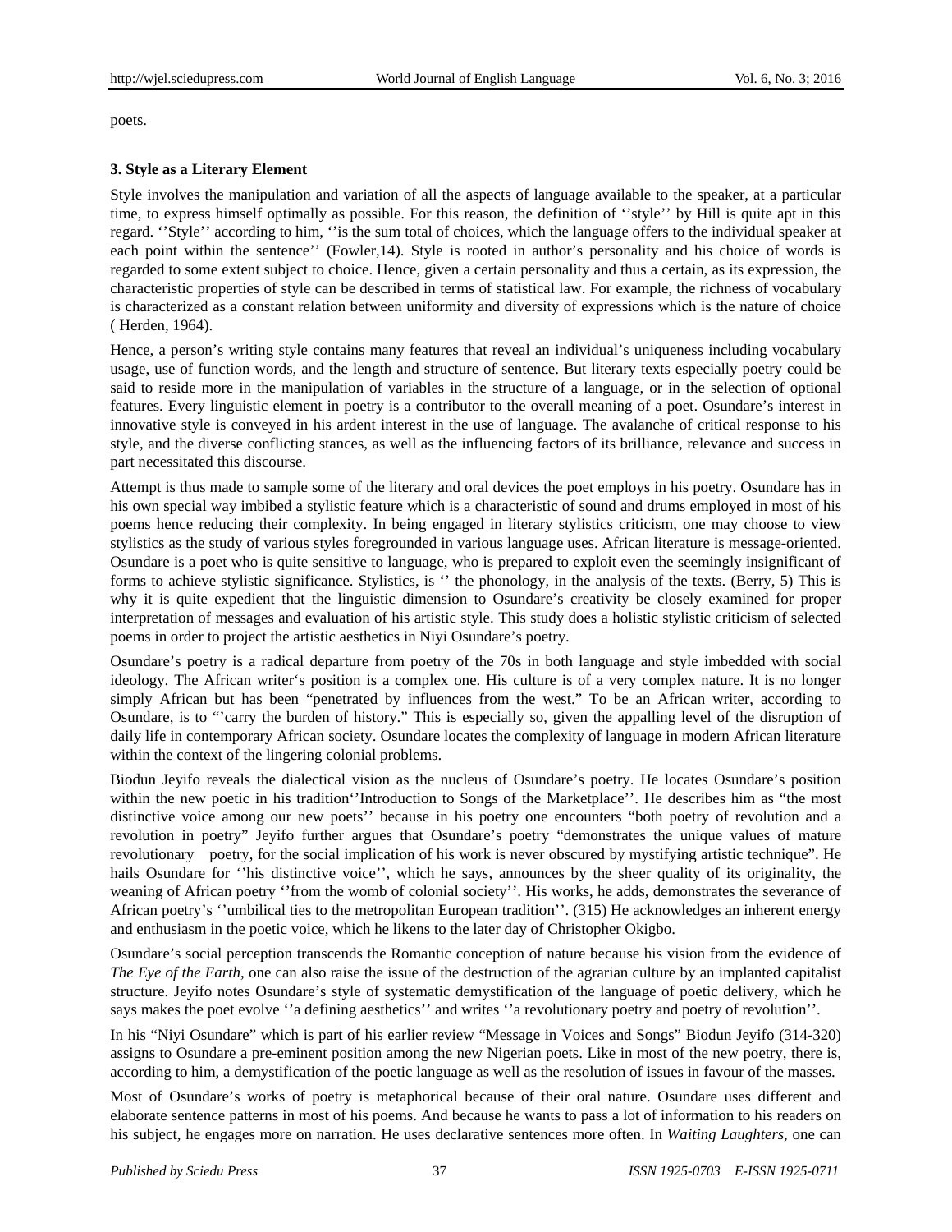poets.

### 3. Style as a Literary Element

Style involves the manipulation and variation of all the aspects of language available to the speaker, at a particular time, to express himself optimally as possible. For this reason, the definition of ''style'' by Hill is quite apt in this regard. ''Style'' according to him, ''is the sum total of choices, which the language offers to the individual speaker at each point within the sentence'' (Fowler,14). Style is rooted in author's personality and his choice of words is regarded to some extent subject to choice. Hence, given a certain personality and thus a certain, as its expression, the characteristic properties of style can be described in terms of statistical law. For example, the richness of vocabulary is characterized as a constant relation between uniformity and diversity of expressions which is the nature of choice ( Herden, 1964).

Hence, a person's writing style contains many features that reveal an individual's uniqueness including vocabulary usage, use of function words, and the length and structure of sentence. But literary texts especially poetry could be said to reside more in the manipulation of variables in the structure of a language, or in the selection of optional features. Every linguistic element in poetry is a contributor to the overall meaning of a poet. Osundare's interest in innovative style is conveyed in his ardent interest in the use of language. The avalanche of critical response to his style, and the diverse conflicting stances, as well as the influencing factors of its brilliance, relevance and success in part necessitated this discourse.

Attempt is thus made to sample some of the literary and oral devices the poet employs in his poetry. Osundare has in his own special way imbibed a stylistic feature which is a characteristic of sound and drums employed in most of his poems hence reducing their complexity. In being engaged in literary stylistics criticism, one may choose to view stylistics as the study of various styles foregrounded in various language uses. African literature is message-oriented. Osundare is a poet who is quite sensitive to language, who is prepared to exploit even the seemingly insignificant of forms to achieve stylistic significance. Stylistics, is '' the phonology, in the analysis of the texts. (Berry, 5) This is why it is quite expedient that the linguistic dimension to Osundare's creativity be closely examined for proper interpretation of messages and evaluation of his artistic style. This study does a holistic stylistic criticism of selected poems in order to project the artistic aesthetics in Niyi Osundare's poetry.

Osundare's poetry is a radical departure from poetry of the 70s in both language and style imbedded with social ideology. The African writer's position is a complex one. His culture is of a very complex nature. It is no longer simply African but has been "penetrated by influences from the west." To be an African writer, according to Osundare, is to "'carry the burden of history." This is especially so, given the appalling level of the disruption of daily life in contemporary African society. Osundare locates the complexity of language in modern African literature within the context of the lingering colonial problems.

Biodun Jeyifo reveals the dialectical vision as the nucleus of Osundare's poetry. He locates Osundare's position within the new poetic in his tradition''Introduction to Songs of the Marketplace''. He describes him as "the most distinctive voice among our new poets'' because in his poetry one encounters "both poetry of revolution and a revolution in poetry" Jeyifo further argues that Osundare's poetry "demonstrates the unique values of mature revolutionary poetry, for the social implication of his work is never obscured by mystifying artistic technique". He hails Osundare for ''his distinctive voice'', which he says, announces by the sheer quality of its originality, the weaning of African poetry ''from the womb of colonial society''. His works, he adds, demonstrates the severance of African poetry's ''umbilical ties to the metropolitan European tradition''. (315) He acknowledges an inherent energy and enthusiasm in the poetic voice, which he likens to the later day of Christopher Okigbo.

Osundare's social perception transcends the Romantic conception of nature because his vision from the evidence of *The Eye of the Earth*, one can also raise the issue of the destruction of the agrarian culture by an implanted capitalist structure. Jeyifo notes Osundare's style of systematic demystification of the language of poetic delivery, which he says makes the poet evolve ''a defining aesthetics'' and writes ''a revolutionary poetry and poetry of revolution''.

In his "Niyi Osundare" which is part of his earlier review "Message in Voices and Songs" Biodun Jeyifo (314-320) assigns to Osundare a pre-eminent position among the new Nigerian poets. Like in most of the new poetry, there is, according to him, a demystification of the poetic language as well as the resolution of issues in favour of the masses.

Most of Osundare's works of poetry is metaphorical because of their oral nature. Osundare uses different and elaborate sentence patterns in most of his poems. And because he wants to pass a lot of information to his readers on his subject, he engages more on narration. He uses declarative sentences more often. In *Waiting Laughters*, one can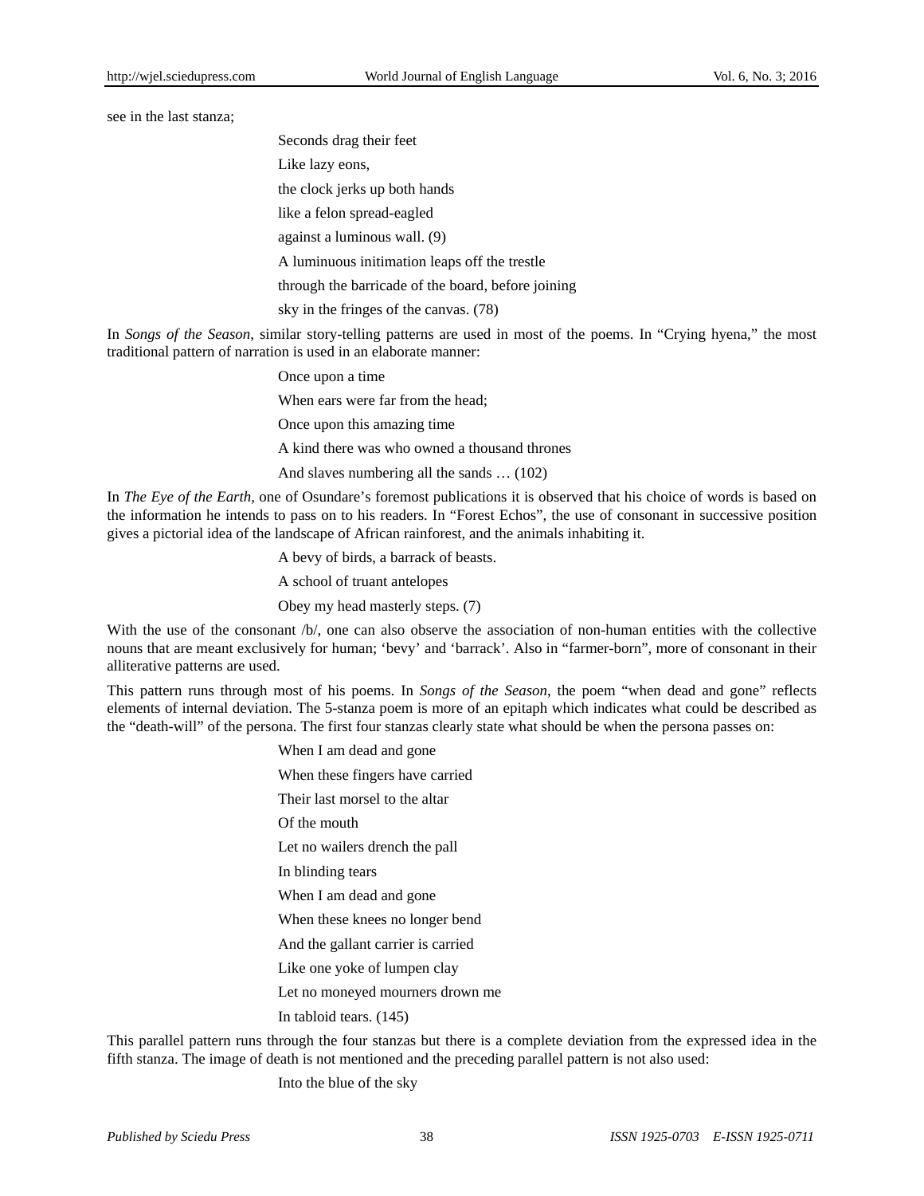see in the last stanza;

> Seconds drag their feet
> Like lazy eons,
> the clock jerks up both hands
> like a felon spread-eagled
> against a luminous wall. (9)
> A luminuous initimation leaps off the trestle
> through the barricade of the board, before joining
> sky in the fringes of the canvas. (78)

In *Songs of the Season*, similar story-telling patterns are used in most of the poems. In "Crying hyena," the most traditional pattern of narration is used in an elaborate manner:

> Once upon a time
> When ears were far from the head;
> Once upon this amazing time
> A kind there was who owned a thousand thrones
> And slaves numbering all the sands … (102)

In *The Eye of the Earth*, one of Osundare's foremost publications it is observed that his choice of words is based on the information he intends to pass on to his readers. In "Forest Echos", the use of consonant in successive position gives a pictorial idea of the landscape of African rainforest, and the animals inhabiting it.

> A bevy of birds, a barrack of beasts.
> A school of truant antelopes
> Obey my head masterly steps. (7)

With the use of the consonant /b/, one can also observe the association of non-human entities with the collective nouns that are meant exclusively for human; 'bevy' and 'barrack'. Also in "farmer-born", more of consonant in their alliterative patterns are used.

This pattern runs through most of his poems. In *Songs of the Season*, the poem "when dead and gone" reflects elements of internal deviation. The 5-stanza poem is more of an epitaph which indicates what could be described as the "death-will" of the persona. The first four stanzas clearly state what should be when the persona passes on:

> When I am dead and gone
> When these fingers have carried
> Their last morsel to the altar
> Of the mouth
> Let no wailers drench the pall
> In blinding tears
> When I am dead and gone
> When these knees no longer bend
> And the gallant carrier is carried
> Like one yoke of lumpen clay
> Let no moneyed mourners drown me
> In tabloid tears. (145)

This parallel pattern runs through the four stanzas but there is a complete deviation from the expressed idea in the fifth stanza. The image of death is not mentioned and the preceding parallel pattern is not also used:

> Into the blue of the sky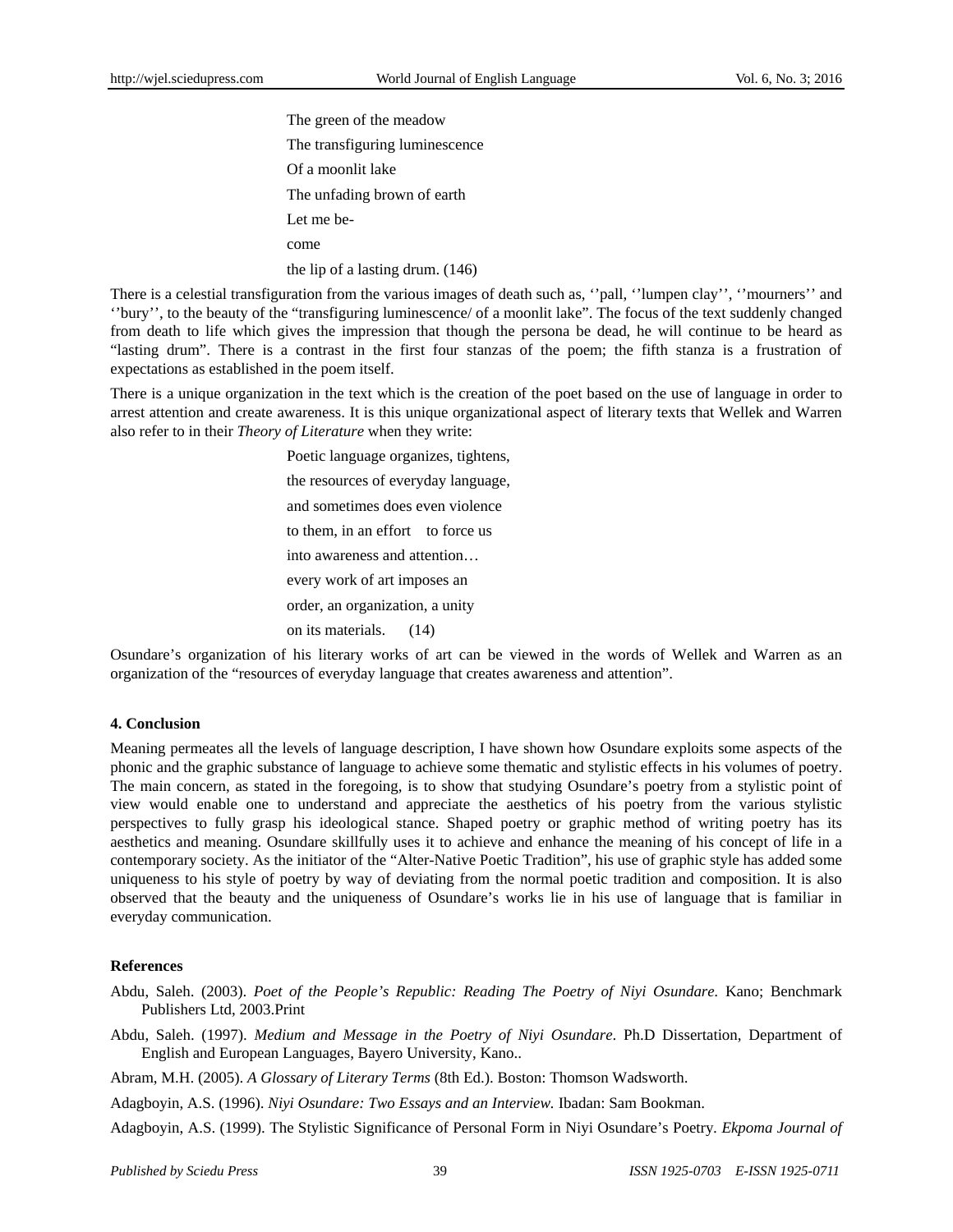The green of the meadow  
The transfiguring luminescence  
Of a moonlit lake  
The unfading brown of earth  
Let me be-  
come  
the lip of a lasting drum. (146)

There is a celestial transfiguration from the various images of death such as, ''pall, ''lumpen clay'', ''mourners'' and ''bury'', to the beauty of the "transfiguring luminescence/ of a moonlit lake". The focus of the text suddenly changed from death to life which gives the impression that though the persona be dead, he will continue to be heard as "lasting drum". There is a contrast in the first four stanzas of the poem; the fifth stanza is a frustration of expectations as established in the poem itself.

There is a unique organization in the text which is the creation of the poet based on the use of language in order to arrest attention and create awareness. It is this unique organizational aspect of literary texts that Wellek and Warren also refer to in their *Theory of Literature* when they write:

Poetic language organizes, tightens,  
the resources of everyday language,  
and sometimes does even violence  
to them, in an effort to force us  
into awareness and attention…  
every work of art imposes an  
order, an organization, a unity  
on its materials. (14)

Osundare's organization of his literary works of art can be viewed in the words of Wellek and Warren as an organization of the "resources of everyday language that creates awareness and attention".

### 4. Conclusion

Meaning permeates all the levels of language description, I have shown how Osundare exploits some aspects of the phonic and the graphic substance of language to achieve some thematic and stylistic effects in his volumes of poetry. The main concern, as stated in the foregoing, is to show that studying Osundare's poetry from a stylistic point of view would enable one to understand and appreciate the aesthetics of his poetry from the various stylistic perspectives to fully grasp his ideological stance. Shaped poetry or graphic method of writing poetry has its aesthetics and meaning. Osundare skillfully uses it to achieve and enhance the meaning of his concept of life in a contemporary society. As the initiator of the "Alter-Native Poetic Tradition", his use of graphic style has added some uniqueness to his style of poetry by way of deviating from the normal poetic tradition and composition. It is also observed that the beauty and the uniqueness of Osundare's works lie in his use of language that is familiar in everyday communication.

### References

Abdu, Saleh. (2003). *Poet of the People's Republic: Reading The Poetry of Niyi Osundare*. Kano; Benchmark Publishers Ltd, 2003.Print

Abdu, Saleh. (1997). *Medium and Message in the Poetry of Niyi Osundare*. Ph.D Dissertation, Department of English and European Languages, Bayero University, Kano..

Abram, M.H. (2005). *A Glossary of Literary Terms* (8th Ed.). Boston: Thomson Wadsworth.

Adagboyin, A.S. (1996). *Niyi Osundare: Two Essays and an Interview.* Ibadan: Sam Bookman.

Adagboyin, A.S. (1999). The Stylistic Significance of Personal Form in Niyi Osundare's Poetry. *Ekpoma Journal of*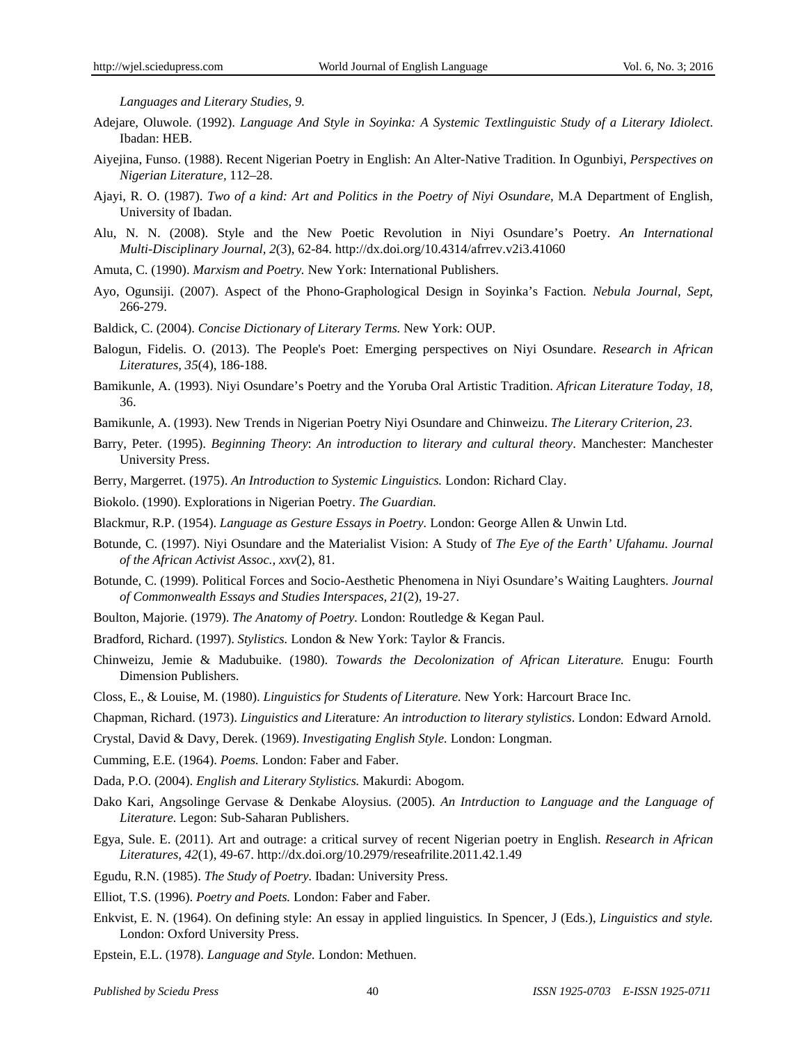*Languages and Literary Studies, 9.*

Adejare, Oluwole. (1992). *Language And Style in Soyinka: A Systemic Textlinguistic Study of a Literary Idiolect*. Ibadan: HEB.

Aiyejina, Funso. (1988). Recent Nigerian Poetry in English: An Alter-Native Tradition. In Ogunbiyi, *Perspectives on Nigerian Literature,* 112–28.

Ajayi, R. O. (1987). *Two of a kind: Art and Politics in the Poetry of Niyi Osundare,* M.A Department of English, University of Ibadan.

Alu, N. N. (2008). Style and the New Poetic Revolution in Niyi Osundare's Poetry. *An International Multi-Disciplinary Journal, 2*(3), 62-84. http://dx.doi.org/10.4314/afrrev.v2i3.41060

Amuta, C. (1990). *Marxism and Poetry.* New York: International Publishers.

Ayo, Ogunsiji. (2007). Aspect of the Phono-Graphological Design in Soyinka's Faction. *Nebula Journal, Sept,* 266-279.

Baldick, C. (2004). *Concise Dictionary of Literary Terms.* New York: OUP.

Balogun, Fidelis. O. (2013). The People's Poet: Emerging perspectives on Niyi Osundare. *Research in African Literatures, 35*(4), 186-188.

Bamikunle, A. (1993). Niyi Osundare's Poetry and the Yoruba Oral Artistic Tradition. *African Literature Today, 18,* 36.

Bamikunle, A. (1993). New Trends in Nigerian Poetry Niyi Osundare and Chinweizu. *The Literary Criterion, 23.*

Barry, Peter. (1995). *Beginning Theory*: *An introduction to literary and cultural theory*. Manchester: Manchester University Press.

Berry, Margerret. (1975). *An Introduction to Systemic Linguistics.* London: Richard Clay.

Biokolo. (1990). Explorations in Nigerian Poetry. *The Guardian.*

Blackmur, R.P. (1954). *Language as Gesture Essays in Poetry.* London: George Allen & Unwin Ltd.

Botunde, C. (1997). Niyi Osundare and the Materialist Vision: A Study of *The Eye of the Earth' Ufahamu. Journal of the African Activist Assoc., xxv*(2), 81.

Botunde, C. (1999). Political Forces and Socio-Aesthetic Phenomena in Niyi Osundare's Waiting Laughters. *Journal of Commonwealth Essays and Studies Interspaces, 21*(2), 19-27.

Boulton, Majorie. (1979). *The Anatomy of Poetry.* London: Routledge & Kegan Paul.

Bradford, Richard. (1997). *Stylistics.* London & New York: Taylor & Francis.

Chinweizu, Jemie & Madubuike. (1980). *Towards the Decolonization of African Literature.* Enugu: Fourth Dimension Publishers.

Closs, E., & Louise, M. (1980). *Linguistics for Students of Literature.* New York: Harcourt Brace Inc.

Chapman, Richard. (1973). *Linguistics and Lit*erature*: An introduction to literary stylistics*. London: Edward Arnold.

Crystal, David & Davy, Derek. (1969). *Investigating English Style.* London: Longman.

Cumming, E.E. (1964). *Poems.* London: Faber and Faber.

Dada, P.O. (2004). *English and Literary Stylistics.* Makurdi: Abogom.

Dako Kari, Angsolinge Gervase & Denkabe Aloysius. (2005). *An Intrduction to Language and the Language of Literature.* Legon: Sub-Saharan Publishers.

Egya, Sule. E. (2011). Art and outrage: a critical survey of recent Nigerian poetry in English. *Research in African Literatures, 42*(1), 49-67. http://dx.doi.org/10.2979/reseafrilite.2011.42.1.49

Egudu, R.N. (1985). *The Study of Poetry.* Ibadan: University Press.

Elliot, T.S. (1996). *Poetry and Poets.* London: Faber and Faber.

Enkvist, E. N. (1964). On defining style: An essay in applied linguistics*.* In Spencer, J (Eds.), *Linguistics and style.* London: Oxford University Press.

Epstein, E.L. (1978). *Language and Style.* London: Methuen.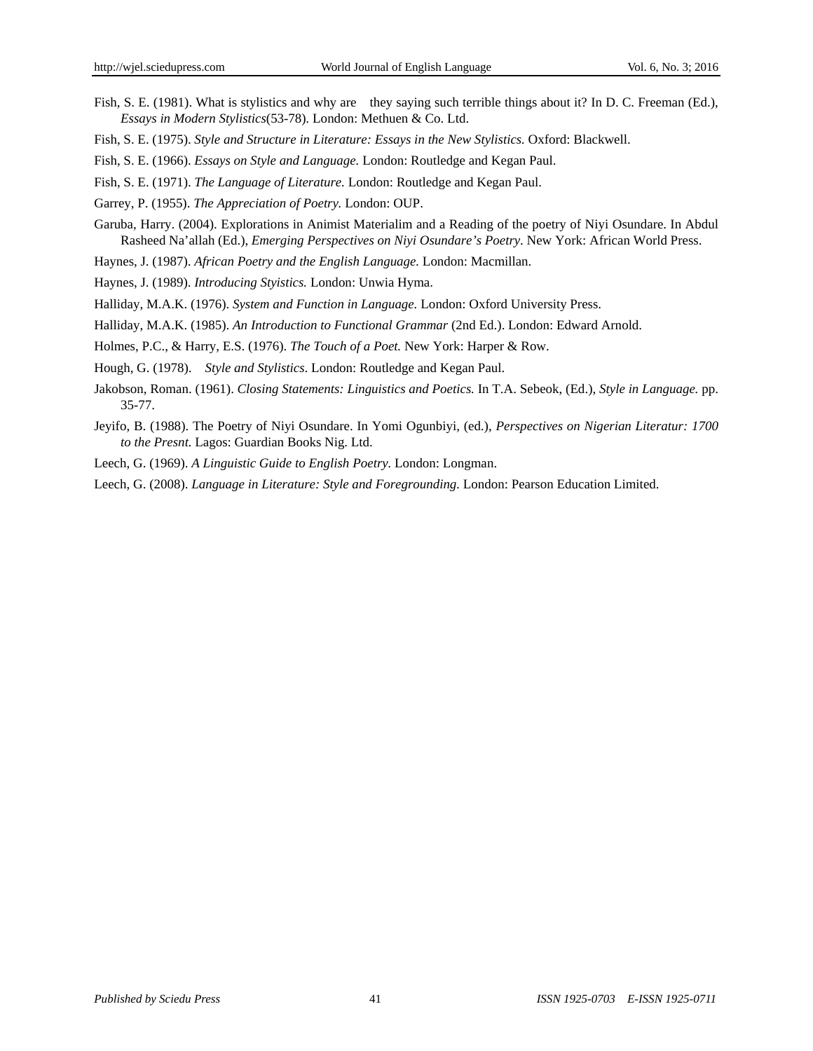Fish, S. E. (1981). What is stylistics and why are they saying such terrible things about it? In D. C. Freeman (Ed.), *Essays in Modern Stylistics*(53-78). London: Methuen & Co. Ltd.

Fish, S. E. (1975). *Style and Structure in Literature: Essays in the New Stylistics.* Oxford: Blackwell.

Fish, S. E. (1966). *Essays on Style and Language.* London: Routledge and Kegan Paul.

Fish, S. E. (1971). *The Language of Literature.* London: Routledge and Kegan Paul.

Garrey, P. (1955). *The Appreciation of Poetry.* London: OUP.

Garuba, Harry. (2004). Explorations in Animist Materialim and a Reading of the poetry of Niyi Osundare. In Abdul Rasheed Na'allah (Ed.), *Emerging Perspectives on Niyi Osundare's Poetry*. New York: African World Press.

Haynes, J. (1987). *African Poetry and the English Language.* London: Macmillan.

Haynes, J. (1989). *Introducing Styistics.* London: Unwia Hyma.

Halliday, M.A.K. (1976). *System and Function in Language.* London: Oxford University Press.

Halliday, M.A.K. (1985). *An Introduction to Functional Grammar* (2nd Ed.). London: Edward Arnold.

Holmes, P.C., & Harry, E.S. (1976). *The Touch of a Poet.* New York: Harper & Row.

Hough, G. (1978). *Style and Stylistics*. London: Routledge and Kegan Paul.

Jakobson, Roman. (1961). *Closing Statements: Linguistics and Poetics.* In T.A. Sebeok, (Ed.), *Style in Language.* pp. 35-77.

Jeyifo, B. (1988). The Poetry of Niyi Osundare. In Yomi Ogunbiyi, (ed.), *Perspectives on Nigerian Literatur: 1700 to the Presnt.* Lagos: Guardian Books Nig. Ltd.

Leech, G. (1969). *A Linguistic Guide to English Poetry*. London: Longman.

Leech, G. (2008). *Language in Literature: Style and Foregrounding*. London: Pearson Education Limited.